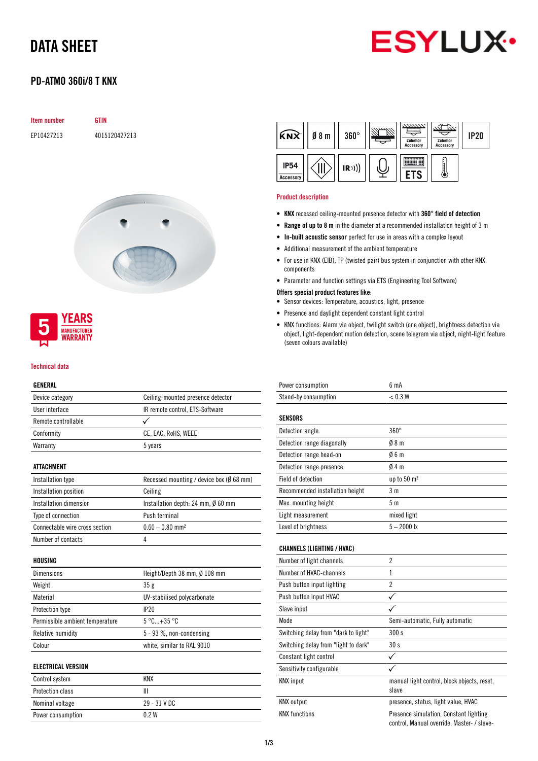# DATA SHEET

## PD-ATMO 360i/8 T KNX

| Item number | GTIN |
|---|---|
| EP10427213 | 4015120427213 |

5 YEARS MANUFACTURER WARRANTY

### Product description

- **KNX** recessed ceiling-mounted presence detector with **360° field of detection**
- **Range of up to 8 m** in the diameter at a recommended installation height of 3 m
- **In-built acoustic sensor** perfect for use in areas with a complex layout
- Additional measurement of the ambient temperature
- For use in KNX (EIB), TP (twisted pair) bus system in conjunction with other KNX components
- Parameter and function settings via ETS (Engineering Tool Software)

**Offers special product features like**:

- Sensor devices: Temperature, acoustics, light, presence
- Presence and daylight dependent constant light control
- KNX functions: Alarm via object, twilight switch (one object), brightness detection via object, light-dependent motion detection, scene telegram via object, night-light feature (seven colours available)

### Technical data

| GENERAL | |
|---|---|
| Device category | Ceiling-mounted presence detector |
| User interface | IR remote control, ETS-Software |
| Remote controllable | ✓ |
| Conformity | CE, EAC, RoHS, WEEE |
| Warranty | 5 years |

| ATTACHMENT | |
|---|---|
| Installation type | Recessed mounting / device box (Ø 68 mm) |
| Installation position | Ceiling |
| Installation dimension | Installation depth: 24 mm, Ø 60 mm |
| Type of connection | Push terminal |
| Connectable wire cross section | 0.60 – 0.80 mm² |
| Number of contacts | 4 |

| HOUSING | |
|---|---|
| Dimensions | Height/Depth 38 mm, Ø 108 mm |
| Weight | 35 g |
| Material | UV-stabilised polycarbonate |
| Protection type | IP20 |
| Permissible ambient temperature | 5 °C...+35 °C |
| Relative humidity | 5 - 93 %, non-condensing |
| Colour | white, similar to RAL 9010 |

| ELECTRICAL VERSION | |
|---|---|
| Control system | KNX |
| Protection class | III |
| Nominal voltage | 29 - 31 V DC |
| Power consumption | 0.2 W |
| Power consumption | 6 mA |
| Stand-by consumption | < 0.3 W |

| SENSORS | |
|---|---|
| Detection angle | 360° |
| Detection range diagonally | Ø 8 m |
| Detection range head-on | Ø 6 m |
| Detection range presence | Ø 4 m |
| Field of detection | up to 50 m² |
| Recommended installation height | 3 m |
| Max. mounting height | 5 m |
| Light measurement | mixed light |
| Level of brightness | 5 – 2000 lx |

| CHANNELS (LIGHTING / HVAC) | |
|---|---|
| Number of light channels | 2 |
| Number of HVAC-channels | 1 |
| Push button input lighting | 2 |
| Push button input HVAC | ✓ |
| Slave input | ✓ |
| Mode | Semi-automatic, Fully automatic |
| Switching delay from "dark to light" | 300 s |
| Switching delay from "light to dark" | 30 s |
| Constant light control | ✓ |
| Sensitivity configurable | ✓ |
| KNX input | manual light control, block objects, reset, slave |
| KNX output | presence, status, light value, HVAC |
| KNX functions | Presence simulation, Constant lighting control, Manual override, Master- / slave- |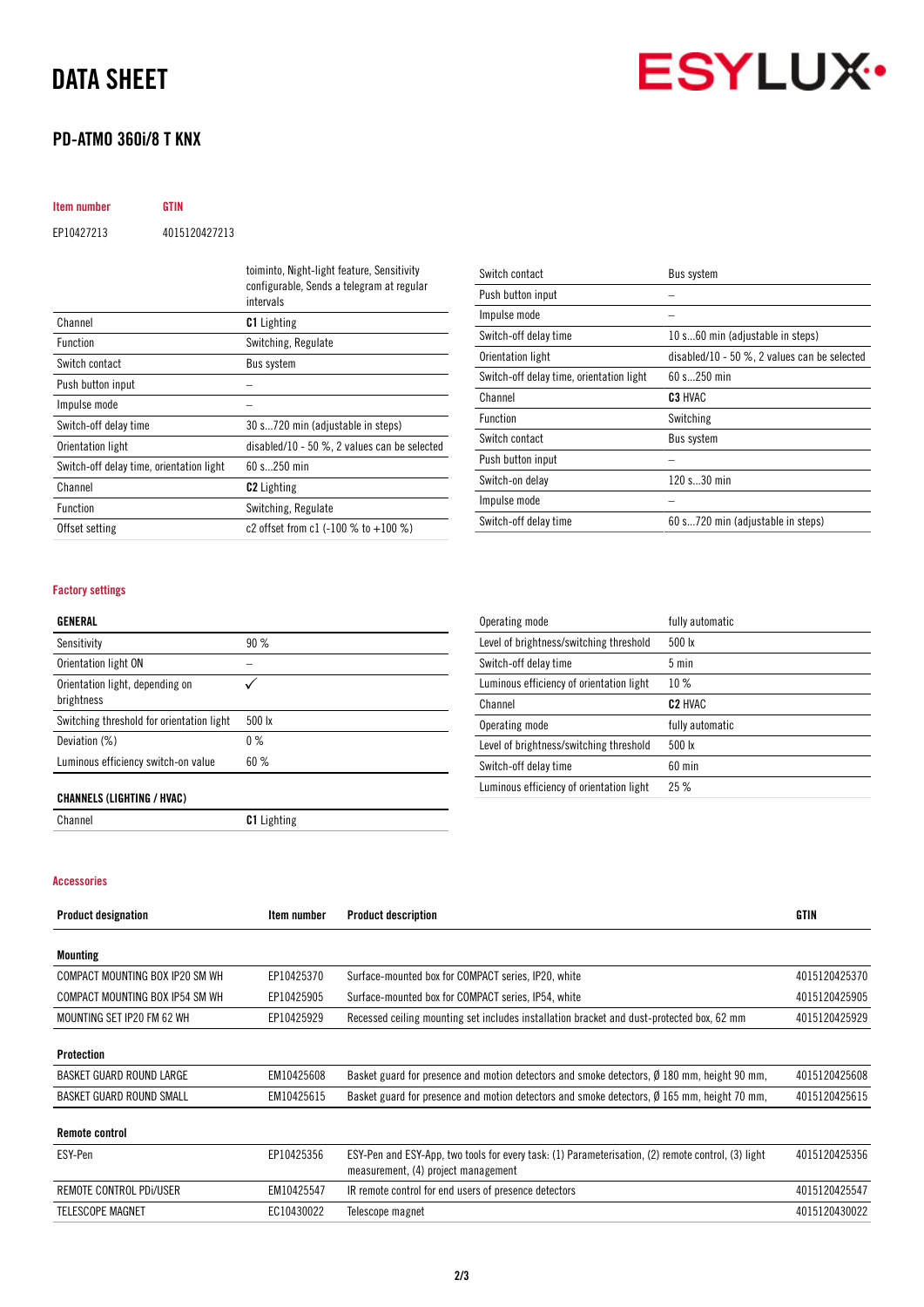# DATA SHEET

## PD-ATMO 360i/8 T KNX

| Item number | GTIN |
|---|---|
| EP10427213 | 4015120427213 |

| | |
|---|---|
| | toiminto, Night-light feature, Sensitivity configurable, Sends a telegram at regular intervals |
| Channel | **C1** Lighting |
| Function | Switching, Regulate |
| Switch contact | Bus system |
| Push button input | – |
| Impulse mode | – |
| Switch-off delay time | 30 s...720 min (adjustable in steps) |
| Orientation light | disabled/10 - 50 %, 2 values can be selected |
| Switch-off delay time, orientation light | 60 s...250 min |
| Channel | **C2** Lighting |
| Function | Switching, Regulate |
| Offset setting | c2 offset from c1 (-100 % to +100 %) |
| Switch contact | Bus system |
| Push button input | – |
| Impulse mode | – |
| Switch-off delay time | 10 s...60 min (adjustable in steps) |
| Orientation light | disabled/10 - 50 %, 2 values can be selected |
| Switch-off delay time, orientation light | 60 s...250 min |
| Channel | **C3** HVAC |
| Function | Switching |
| Switch contact | Bus system |
| Push button input | – |
| Switch-on delay | 120 s...30 min |
| Impulse mode | – |
| Switch-off delay time | 60 s...720 min (adjustable in steps) |

### Factory settings

| GENERAL | |
|---|---|
| Sensitivity | 90 % |
| Orientation light ON | – |
| Orientation light, depending on brightness | ✓ |
| Switching threshold for orientation light | 500 lx |
| Deviation (%) | 0 % |
| Luminous efficiency switch-on value | 60 % |

| CHANNELS (LIGHTING / HVAC) | |
|---|---|
| Channel | **C1** Lighting |
| Operating mode | fully automatic |
| Level of brightness/switching threshold | 500 lx |
| Switch-off delay time | 5 min |
| Luminous efficiency of orientation light | 10 % |
| Channel | **C2** HVAC |
| Operating mode | fully automatic |
| Level of brightness/switching threshold | 500 lx |
| Switch-off delay time | 60 min |
| Luminous efficiency of orientation light | 25 % |

### Accessories

| Product designation | Item number | Product description | GTIN |
|---|---|---|---|
| **Mounting** | | | |
| COMPACT MOUNTING BOX IP20 SM WH | EP10425370 | Surface-mounted box for COMPACT series, IP20, white | 4015120425370 |
| COMPACT MOUNTING BOX IP54 SM WH | EP10425905 | Surface-mounted box for COMPACT series, IP54, white | 4015120425905 |
| MOUNTING SET IP20 FM 62 WH | EP10425929 | Recessed ceiling mounting set includes installation bracket and dust-protected box, 62 mm | 4015120425929 |
| **Protection** | | | |
| BASKET GUARD ROUND LARGE | EM10425608 | Basket guard for presence and motion detectors and smoke detectors, Ø 180 mm, height 90 mm, | 4015120425608 |
| BASKET GUARD ROUND SMALL | EM10425615 | Basket guard for presence and motion detectors and smoke detectors, Ø 165 mm, height 70 mm, | 4015120425615 |
| **Remote control** | | | |
| ESY-Pen | EP10425356 | ESY-Pen and ESY-App, two tools for every task: (1) Parameterisation, (2) remote control, (3) light measurement, (4) project management | 4015120425356 |
| REMOTE CONTROL PDi/USER | EM10425547 | IR remote control for end users of presence detectors | 4015120425547 |
| TELESCOPE MAGNET | EC10430022 | Telescope magnet | 4015120430022 |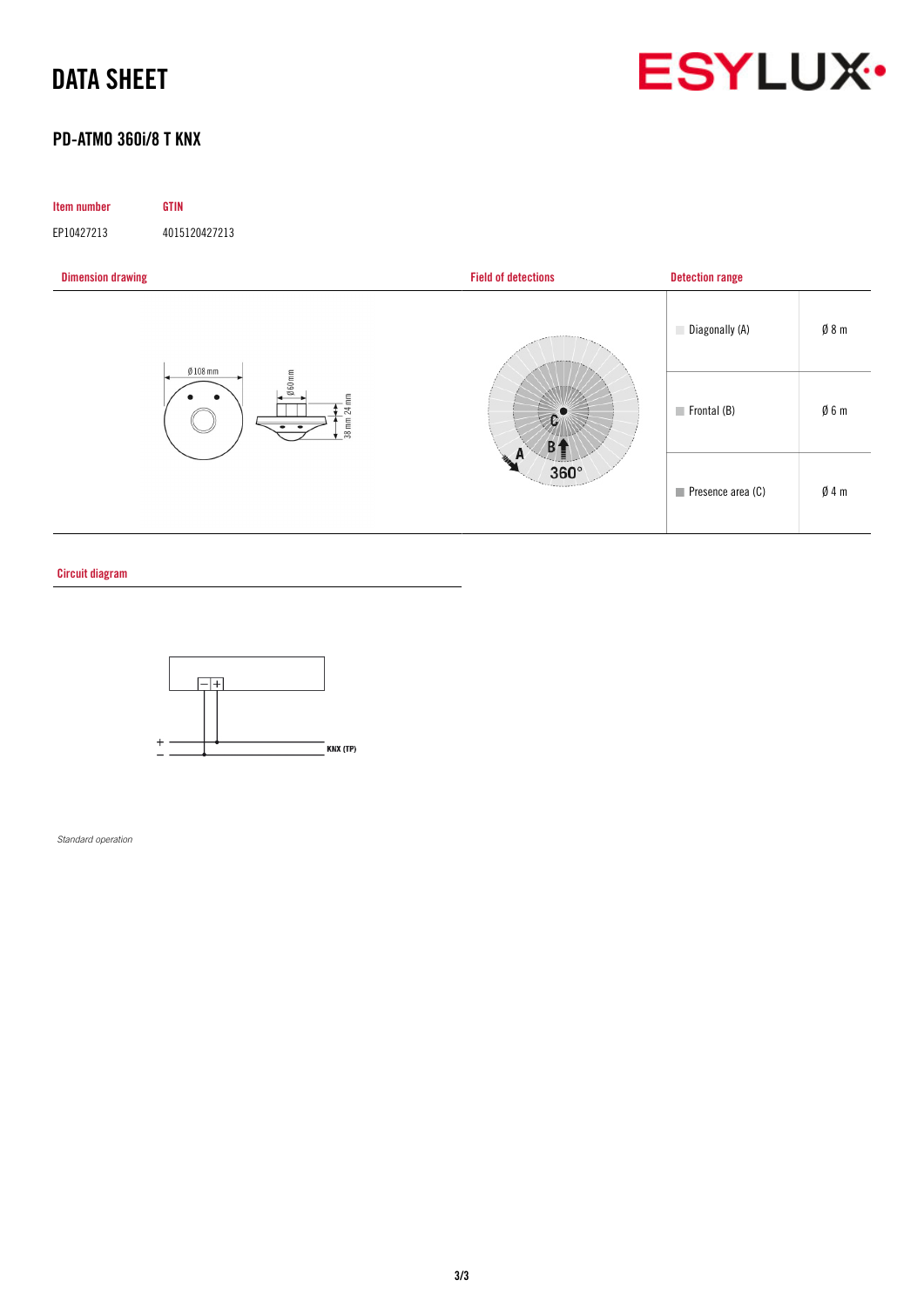# DATA SHEET

## PD-ATMO 360i/8 T KNX

| Item number | GTIN |
|---|---|
| EP10427213 | 4015120427213 |

### Dimension drawing

Ø 108 mm

Ø 60 mm

38 mm 24 mm

### Field of detections

A

B

C

360°

### Detection range

| | |
|---|---|
| Diagonally (A) | Ø 8 m |
| Frontal (B) | Ø 6 m |
| Presence area (C) | Ø 4 m |

### Circuit diagram

+

−

KNX (TP)

*Standard operation*